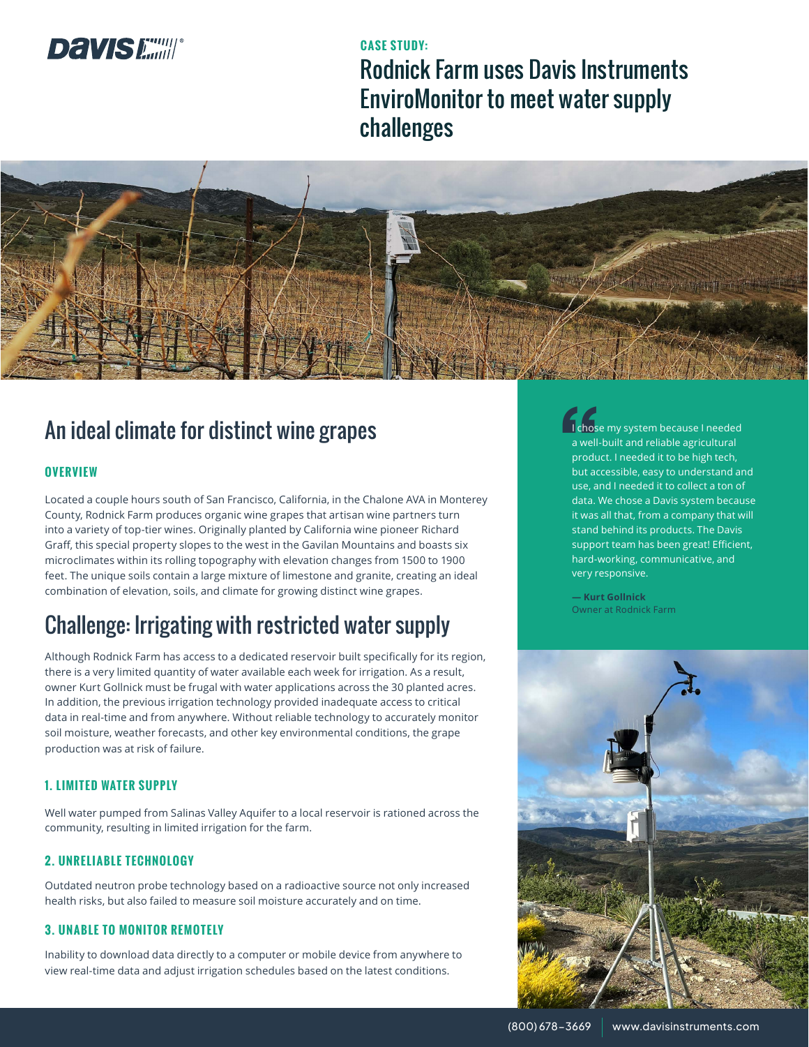CASE STUDY:

# Rodnick Farm uses Davis Instruments EnviroMonitor to meet water supply challenges

## An ideal climate for distinct wine grapes

### OVERVIEW

Located a couple hours south of San Francisco, California, in the Chalone AVA in Monterey County, Rodnick Farm produces organic wine grapes that artisan wine partners turn into a variety of top-tier wines. Originally planted by California wine pioneer Richard Graff, this special property slopes to the west in the Gavilan Mountains and boasts six microclimates within its rolling topography with elevation changes from 1500 to 1900 feet. The unique soils contain a large mixture of limestone and granite, creating an ideal combination of elevation, soils, and climate for growing distinct wine grapes.

> "I chose my system because I needed a well-built and reliable agricultural product. I needed it to be high tech, but accessible, easy to understand and use, and I needed it to collect a ton of data. We chose a Davis system because it was all that, from a company that will stand behind its products. The Davis support team has been great! Efficient, hard-working, communicative, and very responsive.
>
> **— Kurt Gollnick**
> Owner at Rodnick Farm

## Challenge: Irrigating with restricted water supply

Although Rodnick Farm has access to a dedicated reservoir built specifically for its region, there is a very limited quantity of water available each week for irrigation. As a result, owner Kurt Gollnick must be frugal with water applications across the 30 planted acres. In addition, the previous irrigation technology provided inadequate access to critical data in real-time and from anywhere. Without reliable technology to accurately monitor soil moisture, weather forecasts, and other key environmental conditions, the grape production was at risk of failure.

### 1. LIMITED WATER SUPPLY

Well water pumped from Salinas Valley Aquifer to a local reservoir is rationed across the community, resulting in limited irrigation for the farm.

### 2. UNRELIABLE TECHNOLOGY

Outdated neutron probe technology based on a radioactive source not only increased health risks, but also failed to measure soil moisture accurately and on time.

### 3. UNABLE TO MONITOR REMOTELY

Inability to download data directly to a computer or mobile device from anywhere to view real-time data and adjust irrigation schedules based on the latest conditions.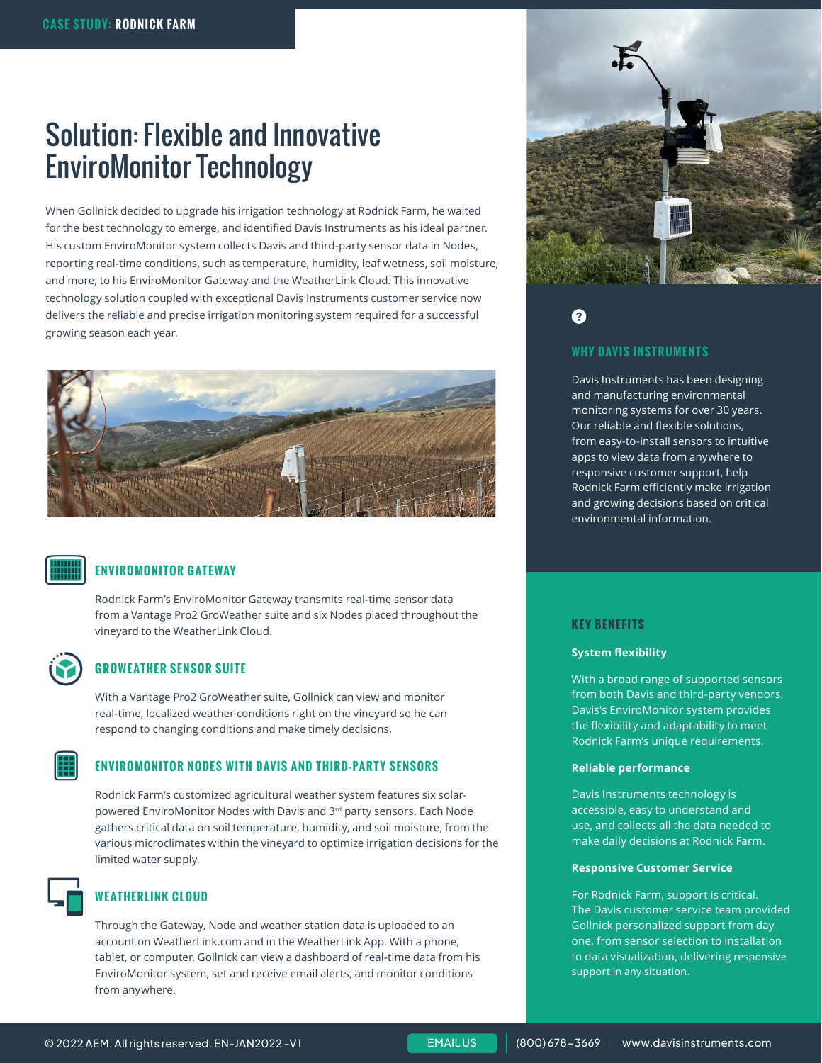**CASE STUDY: RODNICK FARM**

# Solution: Flexible and Innovative EnviroMonitor Technology

When Gollnick decided to upgrade his irrigation technology at Rodnick Farm, he waited for the best technology to emerge, and identified Davis Instruments as his ideal partner. His custom EnviroMonitor system collects Davis and third-party sensor data in Nodes, reporting real-time conditions, such as temperature, humidity, leaf wetness, soil moisture, and more, to his EnviroMonitor Gateway and the WeatherLink Cloud. This innovative technology solution coupled with exceptional Davis Instruments customer service now delivers the reliable and precise irrigation monitoring system required for a successful growing season each year.

## ENVIROMONITOR GATEWAY

Rodnick Farm's EnviroMonitor Gateway transmits real-time sensor data from a Vantage Pro2 GroWeather suite and six Nodes placed throughout the vineyard to the WeatherLink Cloud.

## GROWEATHER SENSOR SUITE

With a Vantage Pro2 GroWeather suite, Gollnick can view and monitor real-time, localized weather conditions right on the vineyard so he can respond to changing conditions and make timely decisions.

## ENVIROMONITOR NODES WITH DAVIS AND THIRD-PARTY SENSORS

Rodnick Farm's customized agricultural weather system features six solar-powered EnviroMonitor Nodes with Davis and 3rd party sensors. Each Node gathers critical data on soil temperature, humidity, and soil moisture, from the various microclimates within the vineyard to optimize irrigation decisions for the limited water supply.

## WEATHERLINK CLOUD

Through the Gateway, Node and weather station data is uploaded to an account on WeatherLink.com and in the WeatherLink App. With a phone, tablet, or computer, Gollnick can view a dashboard of real-time data from his EnviroMonitor system, set and receive email alerts, and monitor conditions from anywhere.

## WHY DAVIS INSTRUMENTS

Davis Instruments has been designing and manufacturing environmental monitoring systems for over 30 years. Our reliable and flexible solutions, from easy-to-install sensors to intuitive apps to view data from anywhere to responsive customer support, help Rodnick Farm efficiently make irrigation and growing decisions based on critical environmental information.

## KEY BENEFITS

**System flexibility**

With a broad range of supported sensors from both Davis and third-party vendors, Davis's EnviroMonitor system provides the flexibility and adaptability to meet Rodnick Farm's unique requirements.

**Reliable performance**

Davis Instruments technology is accessible, easy to understand and use, and collects all the data needed to make daily decisions at Rodnick Farm.

**Responsive Customer Service**

For Rodnick Farm, support is critical. The Davis customer service team provided Gollnick personalized support from day one, from sensor selection to installation to data visualization, delivering responsive support in any situation.

© 2022 AEM. All rights reserved. EN-JAN2022-V1 | EMAIL US | (800) 678-3669 | www.davisinstruments.com